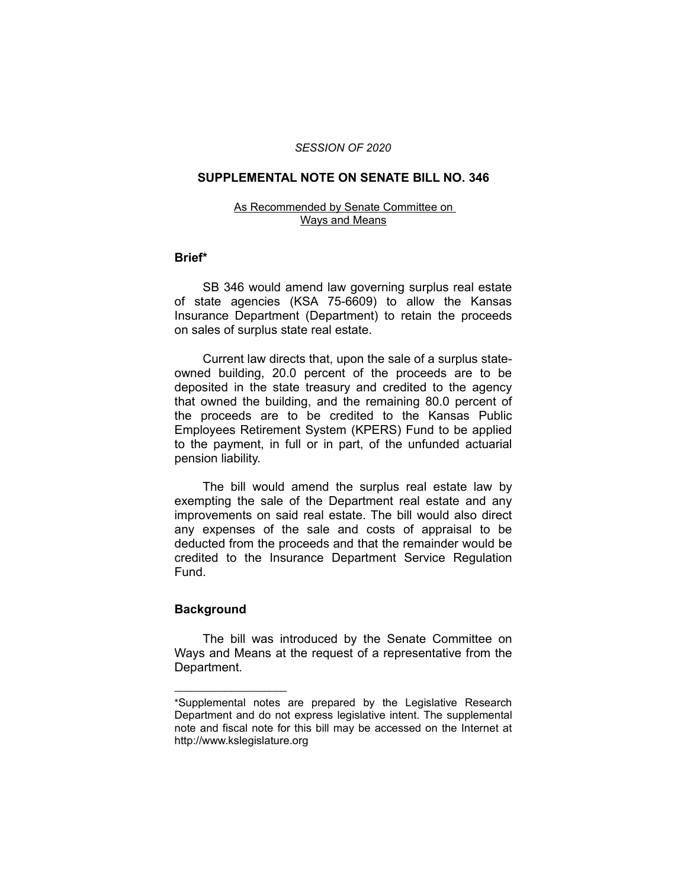*SESSION OF 2020*

# SUPPLEMENTAL NOTE ON SENATE BILL NO. 346

As Recommended by Senate Committee on Ways and Means

## Brief*

SB 346 would amend law governing surplus real estate of state agencies (KSA 75-6609) to allow the Kansas Insurance Department (Department) to retain the proceeds on sales of surplus state real estate.

Current law directs that, upon the sale of a surplus state-owned building, 20.0 percent of the proceeds are to be deposited in the state treasury and credited to the agency that owned the building, and the remaining 80.0 percent of the proceeds are to be credited to the Kansas Public Employees Retirement System (KPERS) Fund to be applied to the payment, in full or in part, of the unfunded actuarial pension liability.

The bill would amend the surplus real estate law by exempting the sale of the Department real estate and any improvements on said real estate. The bill would also direct any expenses of the sale and costs of appraisal to be deducted from the proceeds and that the remainder would be credited to the Insurance Department Service Regulation Fund.

## Background

The bill was introduced by the Senate Committee on Ways and Means at the request of a representative from the Department.

---

*Supplemental notes are prepared by the Legislative Research Department and do not express legislative intent. The supplemental note and fiscal note for this bill may be accessed on the Internet at http://www.kslegislature.org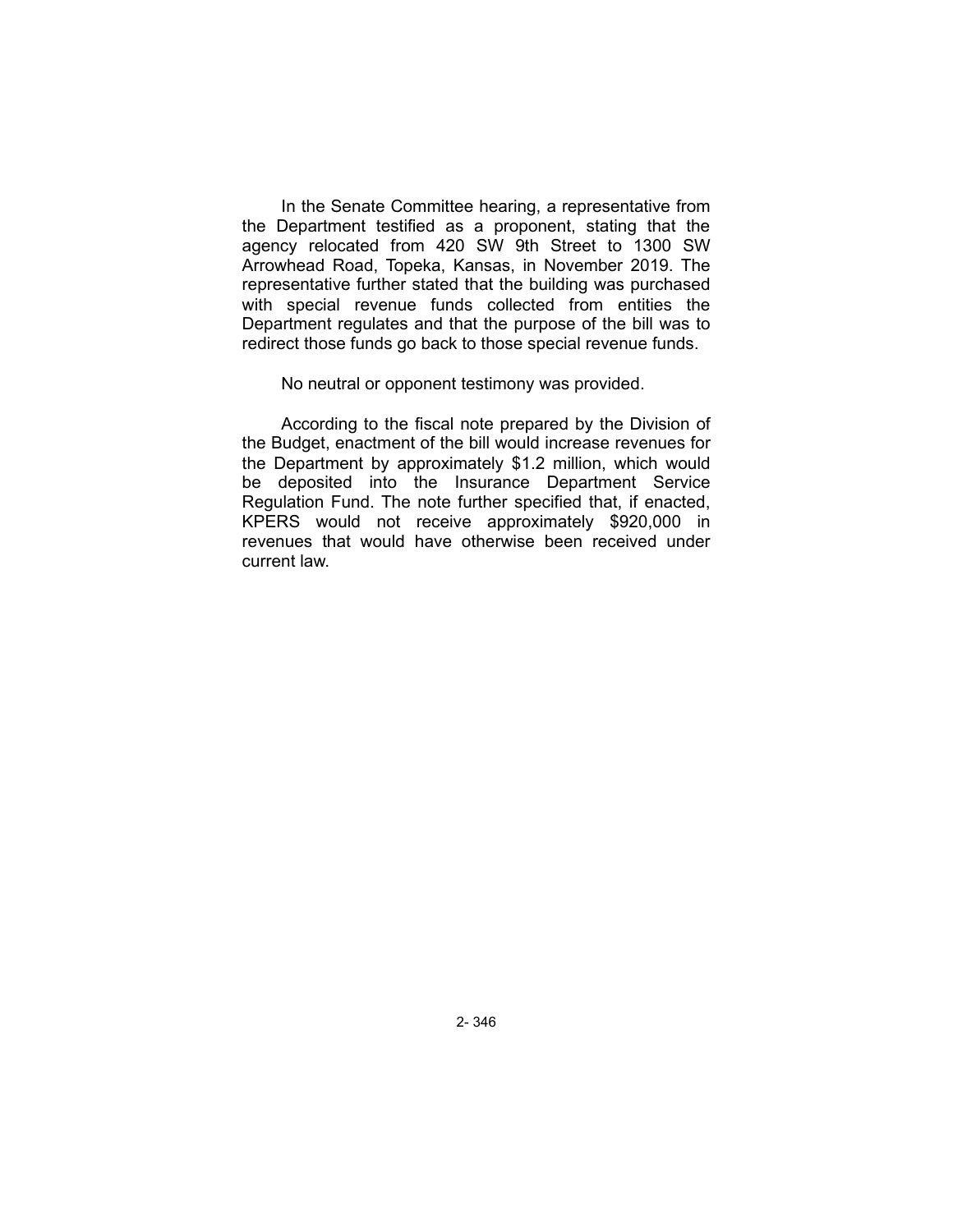In the Senate Committee hearing, a representative from the Department testified as a proponent, stating that the agency relocated from 420 SW 9th Street to 1300 SW Arrowhead Road, Topeka, Kansas, in November 2019. The representative further stated that the building was purchased with special revenue funds collected from entities the Department regulates and that the purpose of the bill was to redirect those funds go back to those special revenue funds.

No neutral or opponent testimony was provided.

According to the fiscal note prepared by the Division of the Budget, enactment of the bill would increase revenues for the Department by approximately $1.2 million, which would be deposited into the Insurance Department Service Regulation Fund. The note further specified that, if enacted, KPERS would not receive approximately $920,000 in revenues that would have otherwise been received under current law.